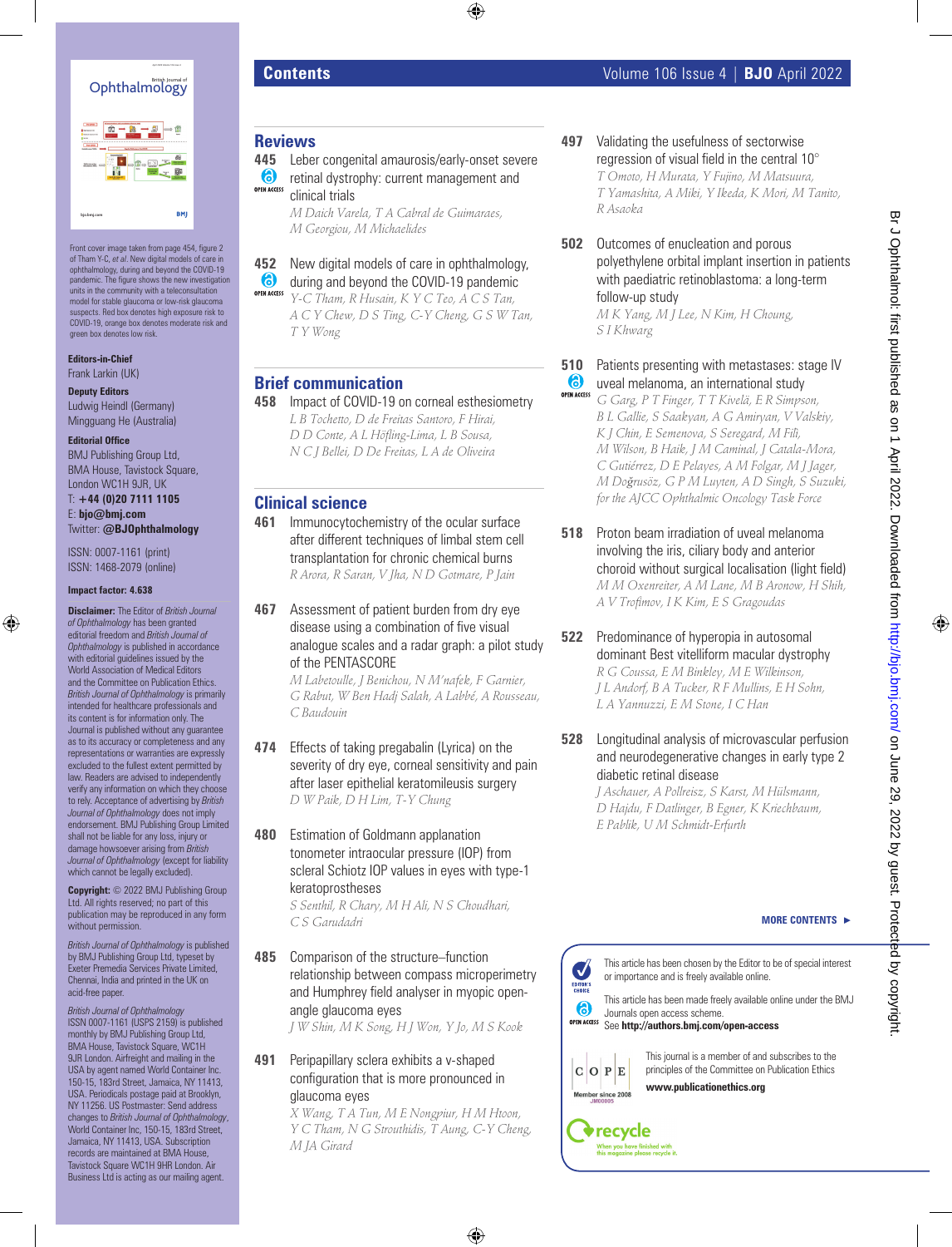# Contents

## Reviews

**445** Leber congenital amaurosis/early-onset severe retinal dystrophy: current management and clinical trials
*M Daich Varela, T A Cabral de Guimaraes, M Georgiou, M Michaelides*
OPEN ACCESS

**452** New digital models of care in ophthalmology, during and beyond the COVID-19 pandemic
*Y-C Tham, R Husain, K Y C Teo, A C S Tan, A C Y Chew, D S Ting, C-Y Cheng, G S W Tan, T Y Wong*
OPEN ACCESS

## Brief communication

**458** Impact of COVID-19 on corneal esthesiometry
*L B Tochetto, D de Freitas Santoro, F Hirai, D D Conte, A L Höfling-Lima, L B Sousa, N C J Belfei, D De Freitas, L A de Oliveira*

## Clinical science

**461** Immunocytochemistry of the ocular surface after different techniques of limbal stem cell transplantation for chronic chemical burns
*R Arora, R Saran, V Jha, N D Gotmare, P Jain*

**467** Assessment of patient burden from dry eye disease using a combination of five visual analogue scales and a radar graph: a pilot study of the PENTASCORE
*M Labetoulle, J Benichou, N M'nafek, F Garnier, G Rabut, W Ben Hadj Salah, A Labbé, A Rousseau, C Baudouin*

**474** Effects of taking pregabalin (Lyrica) on the severity of dry eye, corneal sensitivity and pain after laser epithelial keratomileusis surgery
*D W Paik, D H Lim, T-Y Chung*

**480** Estimation of Goldmann applanation tonometer intraocular pressure (IOP) from scleral Schiotz IOP values in eyes with type-1 keratoprostheses
*S Senthil, R Chary, M H Ali, N S Choudhari, C S Garudadri*

**485** Comparison of the structure–function relationship between compass microperimetry and Humphrey field analyser in myopic open-angle glaucoma eyes
*J W Shin, M K Song, H J Won, Y Jo, M S Kook*

**491** Peripapillary sclera exhibits a v-shaped configuration that is more pronounced in glaucoma eyes
*X Wang, T A Tun, M E Nongpiur, H M Htoon, Y C Tham, N G Strouthidis, T Aung, C-Y Cheng, M JA Girard*

**497** Validating the usefulness of sectorwise regression of visual field in the central 10°
*T Omoto, H Murata, Y Fujino, M Matsuura, T Yamashita, A Miki, Y Ikeda, K Mori, M Tanito, R Asaoka*

**502** Outcomes of enucleation and porous polyethylene orbital implant insertion in patients with paediatric retinoblastoma: a long-term follow-up study
*M K Yang, M J Lee, N Kim, H Choung, S I Khwarg*

**510** Patients presenting with metastases: stage IV uveal melanoma, an international study
*G Garg, P T Finger, T T Kivelä, E R Simpson, B L Gallie, S Saakyan, A G Amiryan, V Valskiy, K J Chin, E Semenova, S Seregard, M Fili, M Wilson, B Haik, J M Caminal, J Catala-Mora, C Gutiérrez, D E Pelayes, A M Folgar, M J Jager, M Doğrusöz, G P M Luyten, A D Singh, S Suzuki, for the AJCC Ophthalmic Oncology Task Force*
OPEN ACCESS

**518** Proton beam irradiation of uveal melanoma involving the iris, ciliary body and anterior choroid without surgical localisation (light field)
*M M Oxenreiter, A M Lane, M B Aronow, H Shih, A V Trofimov, I K Kim, E S Gragoudas*

**522** Predominance of hyperopia in autosomal dominant Best vitelliform macular dystrophy
*R G Coussa, E M Binkley, M E Wilkinson, J L Andorf, B A Tucker, R F Mullins, E H Sohn, L A Yannuzzi, E M Stone, I C Han*

**528** Longitudinal analysis of microvascular perfusion and neurodegenerative changes in early type 2 diabetic retinal disease
*J Aschauer, A Pollreisz, S Karst, M Hülsmann, D Hajdu, F Datlinger, B Egner, K Kriechbaum, E Pablik, U M Schmidt-Erfurth*

**MORE CONTENTS ►**

EDITOR'S CHOICE: This article has been chosen by the Editor to be of special interest or importance and is freely available online.

OPEN ACCESS: This article has been made freely available online under the BMJ Journals open access scheme. See **http://authors.bmj.com/open-access**

COPE — Member since 2008 JM00005: This journal is a member of and subscribes to the principles of the Committee on Publication Ethics **www.publicationethics.org**

recycle — When you have finished with this magazine please recycle it.

---

Front cover image taken from page 454, figure 2 of Tham Y-C, *et al*. New digital models of care in ophthalmology, during and beyond the COVID-19 pandemic. The figure shows the new investigation units in the community with a teleconsultation model for stable glaucoma or low-risk glaucoma suspects. Red box denotes high exposure risk to COVID-19, orange box denotes moderate risk and green box denotes low risk.

**Editors-in-Chief**
Frank Larkin (UK)

**Deputy Editors**
Ludwig Heindl (Germany)
Mingguang He (Australia)

**Editorial Office**
BMJ Publishing Group Ltd, BMA House, Tavistock Square, London WC1H 9JR, UK
T: **+44 (0)20 7111 1105**
E: **bjo@bmj.com**
Twitter: **@BJOphthalmology**

ISSN: 0007-1161 (print)
ISSN: 1468-2079 (online)

**Impact factor: 4.638**

**Disclaimer:** The Editor of *British Journal of Ophthalmology* has been granted editorial freedom and *British Journal of Ophthalmology* is published in accordance with editorial guidelines issued by the World Association of Medical Editors and the Committee on Publication Ethics. *British Journal of Ophthalmology* is primarily intended for healthcare professionals and its content is for information only. The Journal is published without any guarantee as to its accuracy or completeness and any representations or warranties are expressly excluded to the fullest extent permitted by law. Readers are advised to independently verify any information on which they choose to rely. Acceptance of advertising by *British Journal of Ophthalmology* does not imply endorsement. BMJ Publishing Group Limited shall not be liable for any loss, injury or damage howsoever arising from *British Journal of Ophthalmology* (except for liability which cannot be legally excluded).

**Copyright:** © 2022 BMJ Publishing Group Ltd. All rights reserved; no part of this publication may be reproduced in any form without permission.

*British Journal of Ophthalmology* is published by BMJ Publishing Group Ltd, typeset by Exeter Premedia Services Private Limited, Chennai, India and printed in the UK on acid-free paper.

*British Journal of Ophthalmology* ISSN 0007-1161 (USPS 2159) is published monthly by BMJ Publishing Group Ltd, BMA House, Tavistock Square, WC1H 9JR London. Airfreight and mailing in the USA by agent named World Container Inc. 150-15, 183rd Street, Jamaica, NY 11413, USA. Periodicals postage paid at Brooklyn, NY 11256. US Postmaster: Send address changes to *British Journal of Ophthalmology*, World Container Inc, 150-15, 183rd Street, Jamaica, NY 11413, USA. Subscription records are maintained at BMA House, Tavistock Square WC1H 9HR London. Air Business Ltd is acting as our mailing agent.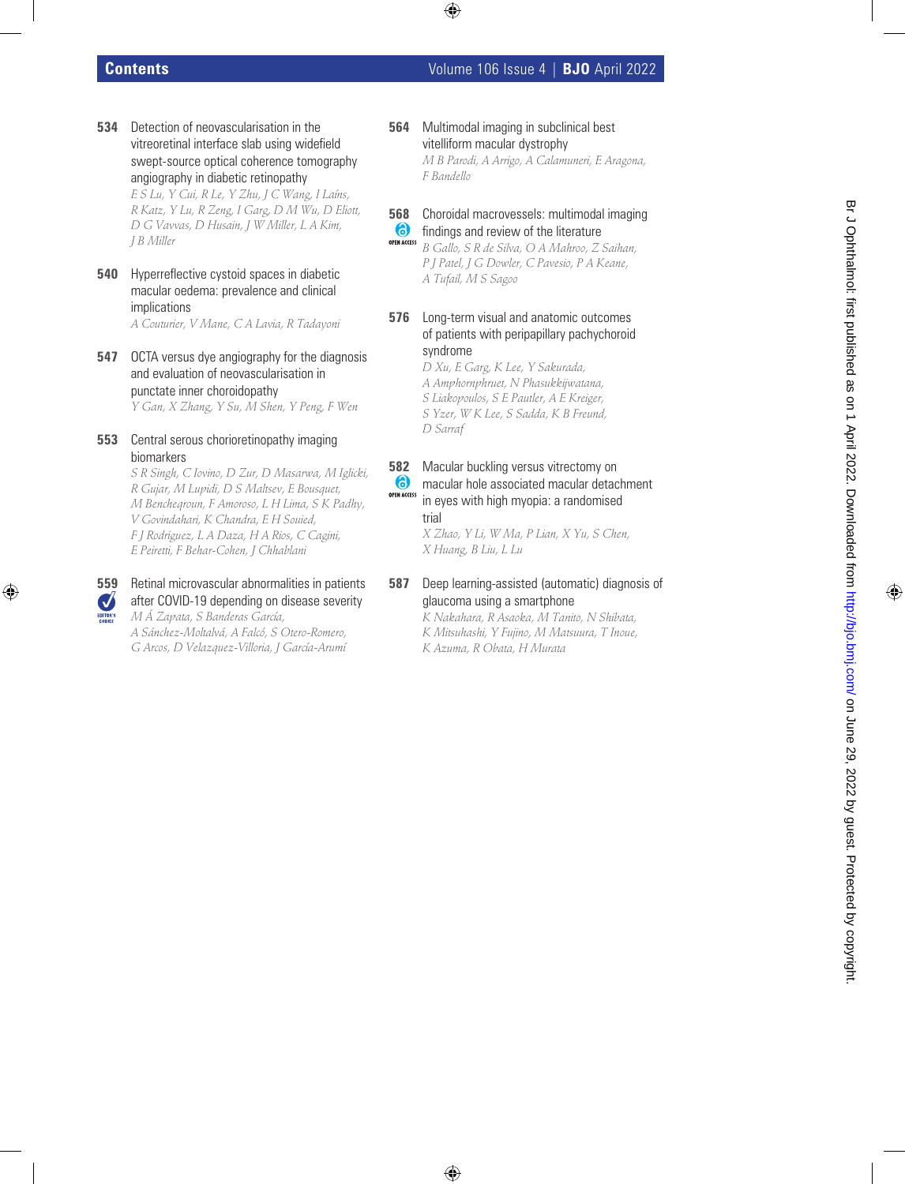## Contents

**534** Detection of neovascularisation in the vitreoretinal interface slab using widefield swept-source optical coherence tomography angiography in diabetic retinopathy
*E S Lu, Y Cui, R Le, Y Zhu, J C Wang, I Laíns, R Katz, Y Lu, R Zeng, I Garg, D M Wu, D Eliott, D G Vavvas, D Husain, J W Miller, L A Kim, J B Miller*

**540** Hyperreflective cystoid spaces in diabetic macular oedema: prevalence and clinical implications
*A Couturier, V Mane, C A Lavia, R Tadayoni*

**547** OCTA versus dye angiography for the diagnosis and evaluation of neovascularisation in punctate inner choroidopathy
*Y Gan, X Zhang, Y Su, M Shen, Y Peng, F Wen*

**553** Central serous chorioretinopathy imaging biomarkers
*S R Singh, C Iovino, D Zur, D Masarwa, M Iglicki, R Gujar, M Lupidi, D S Maltsev, E Bousquet, M Bencheqroun, F Amoroso, L H Lima, S K Padhy, V Govindahari, K Chandra, E H Souied, F J Rodriguez, L A Daza, H A Rios, C Cagini, E Peiretti, F Behar-Cohen, J Chhablani*

**559** Retinal microvascular abnormalities in patients after COVID-19 depending on disease severity (EDITOR'S CHOICE)
*M Á Zapata, S Banderas García, A Sánchez-Moltalvá, A Falcó, S Otero-Romero, G Arcos, D Velazquez-Villoria, J García-Arumí*

**564** Multimodal imaging in subclinical best vitelliform macular dystrophy
*M B Parodi, A Arrigo, A Calamuneri, E Aragona, F Bandello*

**568** Choroidal macrovessels: multimodal imaging findings and review of the literature (OPEN ACCESS)
*B Gallo, S R de Silva, O A Mahroo, Z Saihan, P J Patel, J G Dowler, C Pavesio, P A Keane, A Tufail, M S Sagoo*

**576** Long-term visual and anatomic outcomes of patients with peripapillary pachychoroid syndrome
*D Xu, E Garg, K Lee, Y Sakurada, A Amphornphruet, N Phasukkijwatana, S Liakopoulos, S E Pautler, A E Kreiger, S Yzer, W K Lee, S Sadda, K B Freund, D Sarraf*

**582** Macular buckling versus vitrectomy on macular hole associated macular detachment in eyes with high myopia: a randomised trial (OPEN ACCESS)
*X Zhao, Y Li, W Ma, P Lian, X Yu, S Chen, X Huang, B Liu, L Lu*

**587** Deep learning-assisted (automatic) diagnosis of glaucoma using a smartphone
*K Nakahara, R Asaoka, M Tanito, N Shibata, K Mitsuhashi, Y Fujino, M Matsuura, T Inoue, K Azuma, R Obata, H Murata*